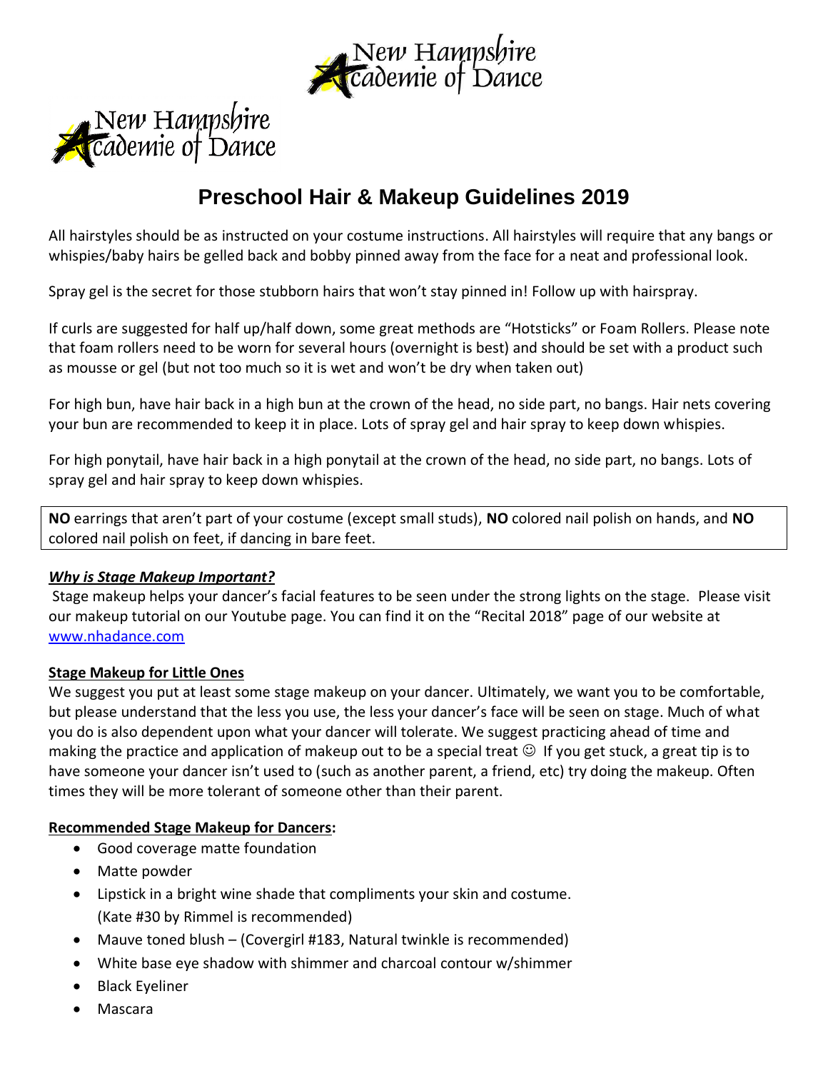# Preschool Hair & Makeup Guidelines 2019

All hairstyles should be as instructed on your costume instructions. All hairstyles will require that any bangs or whispies/baby hairs be gelled back and bobby pinned away from the face for a neat and professional look.

Spray gel is the secret for those stubborn hairs that won't stay pinned in! Follow up with hairspray.

If curls are suggested for half up/half down, some great methods are "Hotsticks" or Foam Rollers. Please note that foam rollers need to be worn for several hours (overnight is best) and should be set with a product such as mousse or gel (but not too much so it is wet and won't be dry when taken out)

For high bun, have hair back in a high bun at the crown of the head, no side part, no bangs. Hair nets covering your bun are recommended to keep it in place. Lots of spray gel and hair spray to keep down whispies.

For high ponytail, have hair back in a high ponytail at the crown of the head, no side part, no bangs. Lots of spray gel and hair spray to keep down whispies.

**NO** earrings that aren't part of your costume (except small studs), **NO** colored nail polish on hands, and **NO** colored nail polish on feet, if dancing in bare feet.

***Why is Stage Makeup Important?***

Stage makeup helps your dancer's facial features to be seen under the strong lights on the stage. Please visit our makeup tutorial on our Youtube page. You can find it on the "Recital 2018" page of our website at www.nhadance.com

**Stage Makeup for Little Ones**

We suggest you put at least some stage makeup on your dancer. Ultimately, we want you to be comfortable, but please understand that the less you use, the less your dancer's face will be seen on stage. Much of what you do is also dependent upon what your dancer will tolerate. We suggest practicing ahead of time and making the practice and application of makeup out to be a special treat ☺ If you get stuck, a great tip is to have someone your dancer isn't used to (such as another parent, a friend, etc) try doing the makeup. Often times they will be more tolerant of someone other than their parent.

**Recommended Stage Makeup for Dancers:**

- Good coverage matte foundation
- Matte powder
- Lipstick in a bright wine shade that compliments your skin and costume. (Kate #30 by Rimmel is recommended)
- Mauve toned blush – (Covergirl #183, Natural twinkle is recommended)
- White base eye shadow with shimmer and charcoal contour w/shimmer
- Black Eyeliner
- Mascara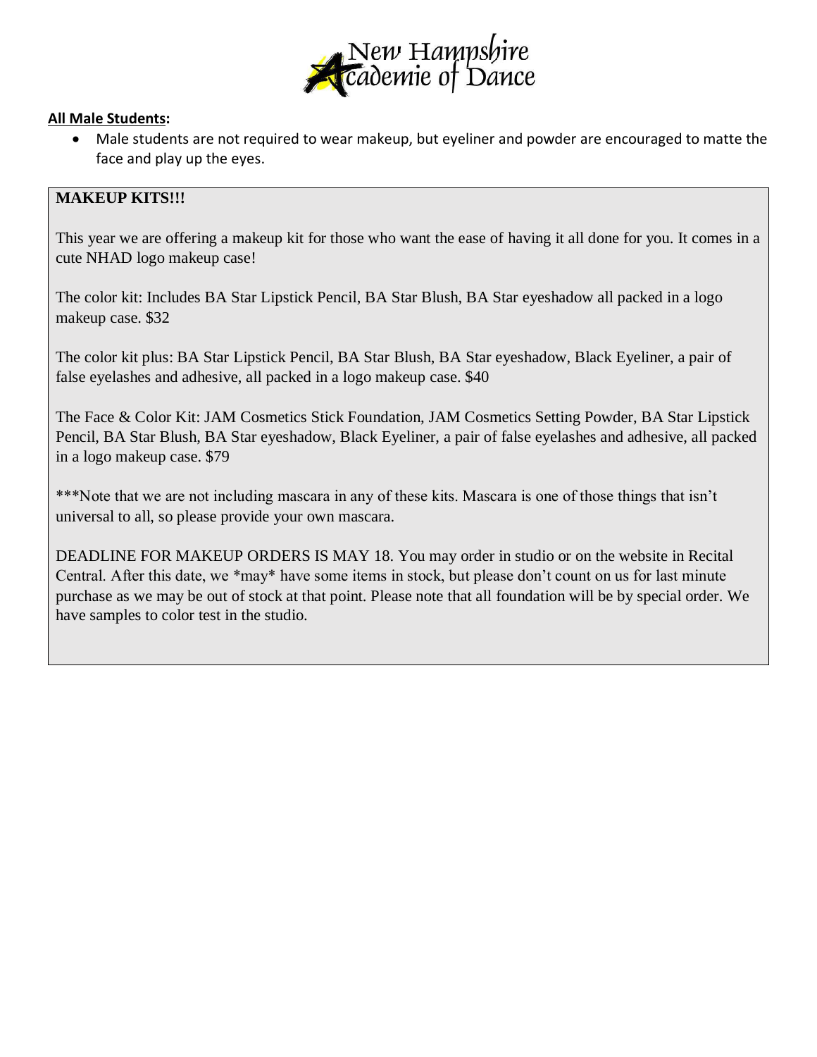New Hampshire Academie of Dance

**<u>All Male Students</u>:**

- Male students are not required to wear makeup, but eyeliner and powder are encouraged to matte the face and play up the eyes.

**MAKEUP KITS!!!**

This year we are offering a makeup kit for those who want the ease of having it all done for you. It comes in a cute NHAD logo makeup case!

The color kit: Includes BA Star Lipstick Pencil, BA Star Blush, BA Star eyeshadow all packed in a logo makeup case. $32

The color kit plus: BA Star Lipstick Pencil, BA Star Blush, BA Star eyeshadow, Black Eyeliner, a pair of false eyelashes and adhesive, all packed in a logo makeup case. $40

The Face & Color Kit: JAM Cosmetics Stick Foundation, JAM Cosmetics Setting Powder, BA Star Lipstick Pencil, BA Star Blush, BA Star eyeshadow, Black Eyeliner, a pair of false eyelashes and adhesive, all packed in a logo makeup case. $79

***Note that we are not including mascara in any of these kits. Mascara is one of those things that isn't universal to all, so please provide your own mascara.

DEADLINE FOR MAKEUP ORDERS IS MAY 18. You may order in studio or on the website in Recital Central. After this date, we *may* have some items in stock, but please don't count on us for last minute purchase as we may be out of stock at that point. Please note that all foundation will be by special order. We have samples to color test in the studio.